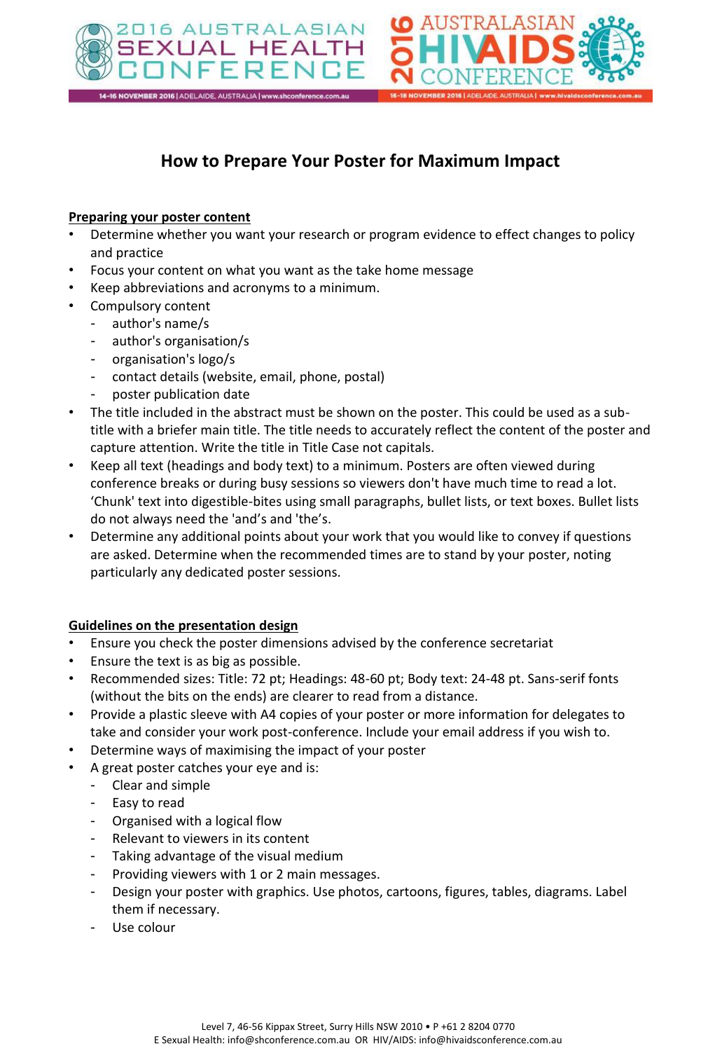2016 AUSTRALASIAN SEXUAL HEALTH CONFERENCE

14-16 NOVEMBER 2016 | ADELAIDE, AUSTRALIA | www.shconference.com.au

2016 AUSTRALASIAN HIV/AIDS CONFERENCE

16-18 NOVEMBER 2016 | ADELAIDE, AUSTRALIA | www.hivaidsconference.com.au

# How to Prepare Your Poster for Maximum Impact

## Preparing your poster content

- Determine whether you want your research or program evidence to effect changes to policy and practice
- Focus your content on what you want as the take home message
- Keep abbreviations and acronyms to a minimum.
- Compulsory content
  - author's name/s
  - author's organisation/s
  - organisation's logo/s
  - contact details (website, email, phone, postal)
  - poster publication date
- The title included in the abstract must be shown on the poster. This could be used as a sub-title with a briefer main title. The title needs to accurately reflect the content of the poster and capture attention. Write the title in Title Case not capitals.
- Keep all text (headings and body text) to a minimum. Posters are often viewed during conference breaks or during busy sessions so viewers don't have much time to read a lot. 'Chunk' text into digestible-bites using small paragraphs, bullet lists, or text boxes. Bullet lists do not always need the 'and's and 'the's.
- Determine any additional points about your work that you would like to convey if questions are asked. Determine when the recommended times are to stand by your poster, noting particularly any dedicated poster sessions.

## Guidelines on the presentation design

- Ensure you check the poster dimensions advised by the conference secretariat
- Ensure the text is as big as possible.
- Recommended sizes: Title: 72 pt; Headings: 48-60 pt; Body text: 24-48 pt. Sans-serif fonts (without the bits on the ends) are clearer to read from a distance.
- Provide a plastic sleeve with A4 copies of your poster or more information for delegates to take and consider your work post-conference. Include your email address if you wish to.
- Determine ways of maximising the impact of your poster
- A great poster catches your eye and is:
  - Clear and simple
  - Easy to read
  - Organised with a logical flow
  - Relevant to viewers in its content
  - Taking advantage of the visual medium
  - Providing viewers with 1 or 2 main messages.
  - Design your poster with graphics. Use photos, cartoons, figures, tables, diagrams. Label them if necessary.
  - Use colour

Level 7, 46-56 Kippax Street, Surry Hills NSW 2010 • P +61 2 8204 0770
E Sexual Health: info@shconference.com.au OR HIV/AIDS: info@hivaidsconference.com.au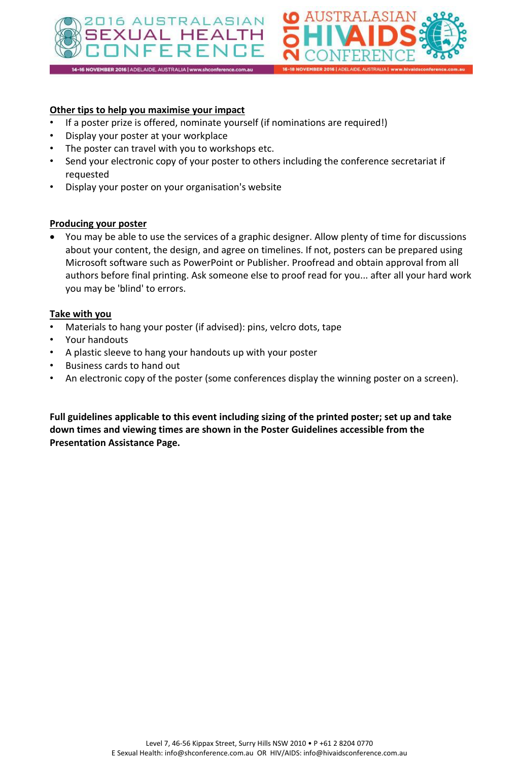**Other tips to help you maximise your impact**

- If a poster prize is offered, nominate yourself (if nominations are required!)
- Display your poster at your workplace
- The poster can travel with you to workshops etc.
- Send your electronic copy of your poster to others including the conference secretariat if requested
- Display your poster on your organisation's website

**Producing your poster**

- You may be able to use the services of a graphic designer. Allow plenty of time for discussions about your content, the design, and agree on timelines. If not, posters can be prepared using Microsoft software such as PowerPoint or Publisher. Proofread and obtain approval from all authors before final printing. Ask someone else to proof read for you... after all your hard work you may be 'blind' to errors.

**Take with you**

- Materials to hang your poster (if advised): pins, velcro dots, tape
- Your handouts
- A plastic sleeve to hang your handouts up with your poster
- Business cards to hand out
- An electronic copy of the poster (some conferences display the winning poster on a screen).

**Full guidelines applicable to this event including sizing of the printed poster; set up and take down times and viewing times are shown in the Poster Guidelines accessible from the Presentation Assistance Page.**